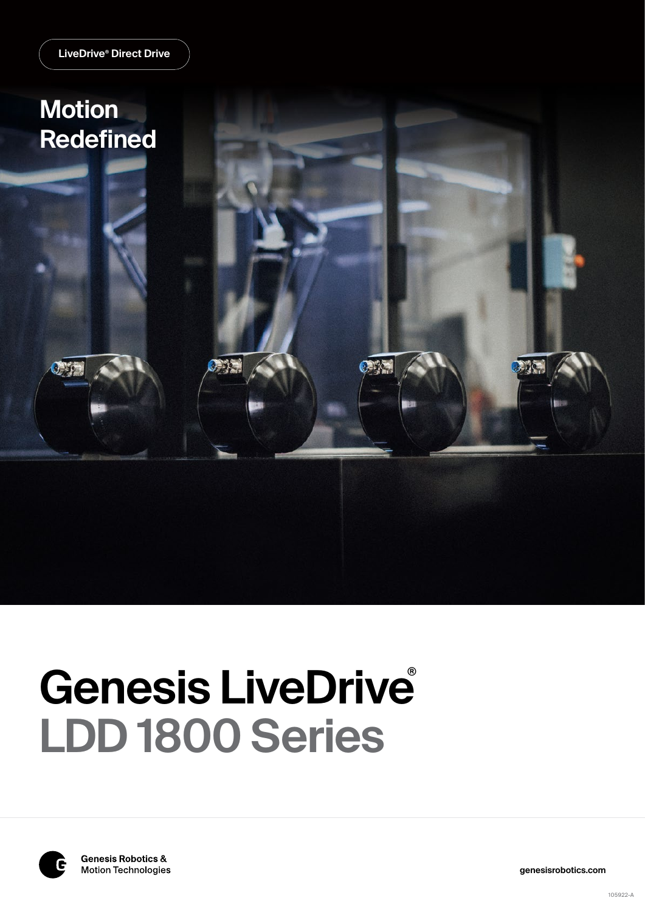LiveDrive® Direct Drive

# Motion Redefined

# Genesis LiveDrive®
## LDD 1800 Series

Genesis Robotics & Motion Technologies

genesisrobotics.com

105922-A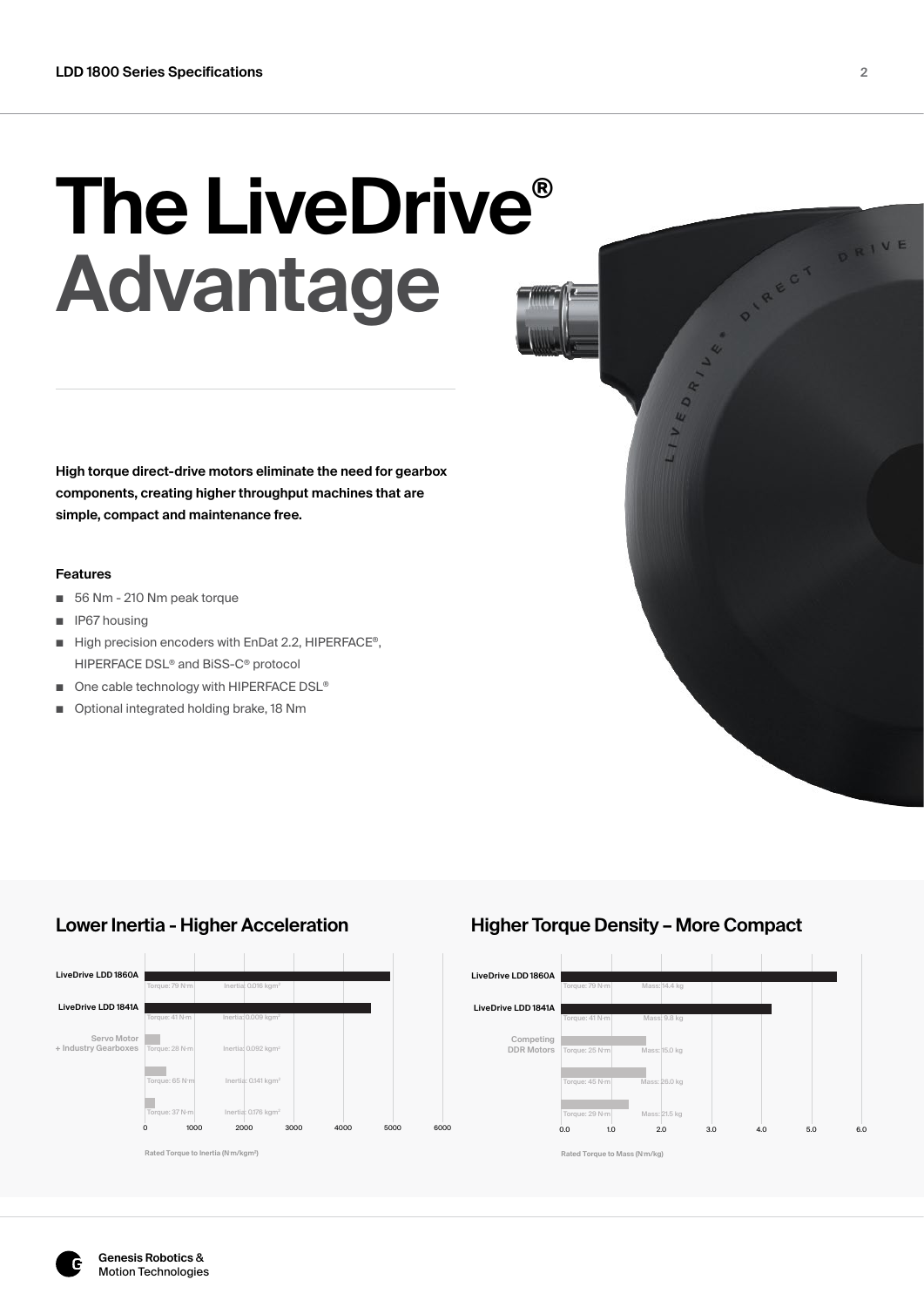# The LiveDrive® Advantage

**High torque direct-drive motors eliminate the need for gearbox components, creating higher throughput machines that are simple, compact and maintenance free.**

#### Features

- 56 Nm - 210 Nm peak torque
- IP67 housing
- High precision encoders with EnDat 2.2, HIPERFACE®, HIPERFACE DSL® and BiSS-C® protocol
- One cable technology with HIPERFACE DSL®
- Optional integrated holding brake, 18 Nm

## Lower Inertia - Higher Acceleration

| | Torque | Inertia |
|---|---|---|
| LiveDrive LDD 1860A | Torque: 79 N·m | Inertia: 0.016 kgm² |
| LiveDrive LDD 1841A | Torque: 41 N·m | Inertia: 0.009 kgm² |
| Servo Motor + Industry Gearboxes | Torque: 28 N·m | Inertia: 0.092 kgm² |
| | Torque: 65 N·m | Inertia: 0.141 kgm² |
| | Torque: 37 N·m | Inertia: 0.176 kgm² |

Rated Torque to Inertia (N·m/kgm²)

## Higher Torque Density – More Compact

| | Torque | Mass |
|---|---|---|
| LiveDrive LDD 1860A | Torque: 79 N·m | Mass: 14.4 kg |
| LiveDrive LDD 1841A | Torque: 41 N·m | Mass: 9.8 kg |
| Competing DDR Motors | Torque: 25 N·m | Mass: 15.0 kg |
| | Torque: 45 N·m | Mass: 26.0 kg |
| | Torque: 29 N·m | Mass: 21.5 kg |

Rated Torque to Mass (N·m/kg)

Genesis Robotics & Motion Technologies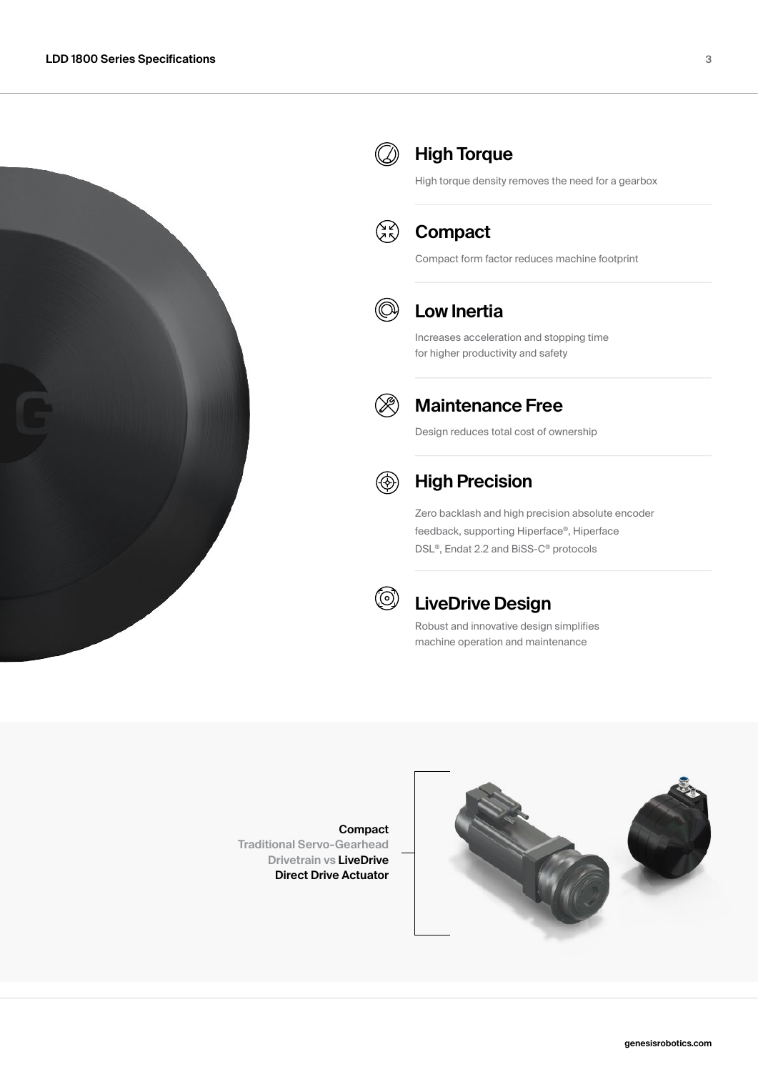## High Torque

High torque density removes the need for a gearbox

## Compact

Compact form factor reduces machine footprint

## Low Inertia

Increases acceleration and stopping time for higher productivity and safety

## Maintenance Free

Design reduces total cost of ownership

## High Precision

Zero backlash and high precision absolute encoder feedback, supporting Hiperface®, Hiperface DSL®, Endat 2.2 and BiSS-C® protocols

## LiveDrive Design

Robust and innovative design simplifies machine operation and maintenance

**Compact**
Traditional Servo-Gearhead Drivetrain vs **LiveDrive Direct Drive Actuator**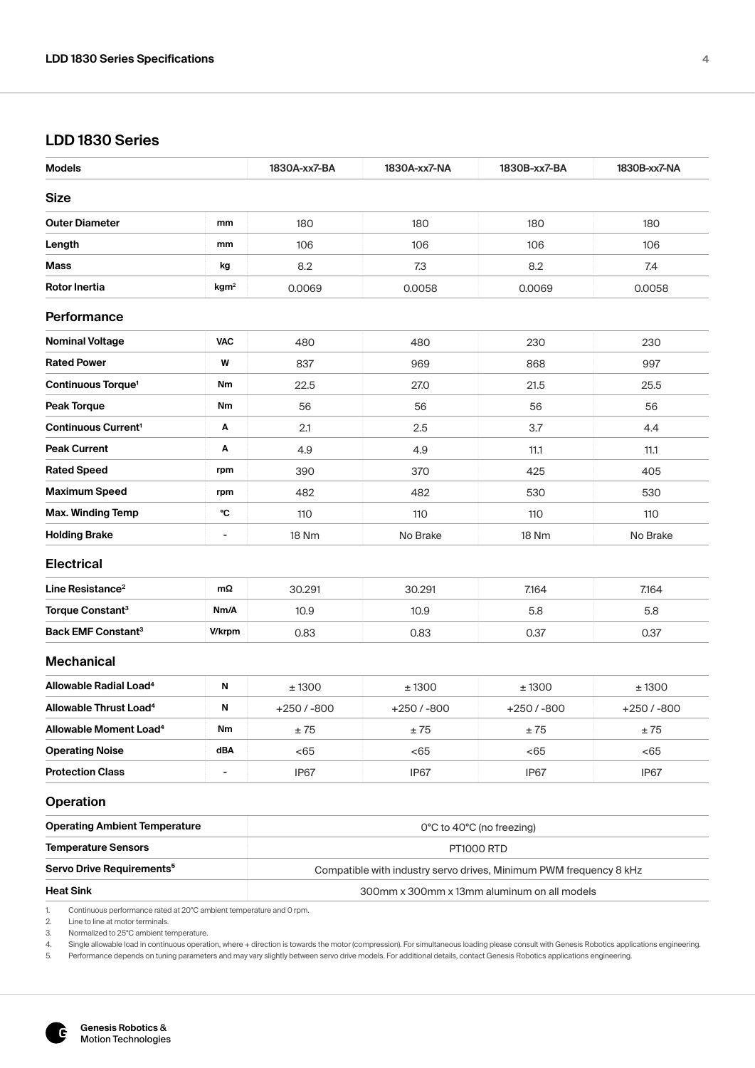## LDD 1830 Series

| Models | | 1830A-xx7-BA | 1830A-xx7-NA | 1830B-xx7-BA | 1830B-xx7-NA |
|---|---|---|---|---|---|
| **Size** | | | | | |
| **Outer Diameter** | mm | 180 | 180 | 180 | 180 |
| **Length** | mm | 106 | 106 | 106 | 106 |
| **Mass** | kg | 8.2 | 7.3 | 8.2 | 7.4 |
| **Rotor Inertia** | $kgm^2$ | 0.0069 | 0.0058 | 0.0069 | 0.0058 |
| **Performance** | | | | | |
| **Nominal Voltage** | VAC | 480 | 480 | 230 | 230 |
| **Rated Power** | W | 837 | 969 | 868 | 997 |
| **Continuous Torque**[1] | Nm | 22.5 | 27.0 | 21.5 | 25.5 |
| **Peak Torque** | Nm | 56 | 56 | 56 | 56 |
| **Continuous Current**[1] | A | 2.1 | 2.5 | 3.7 | 4.4 |
| **Peak Current** | A | 4.9 | 4.9 | 11.1 | 11.1 |
| **Rated Speed** | rpm | 390 | 370 | 425 | 405 |
| **Maximum Speed** | rpm | 482 | 482 | 530 | 530 |
| **Max. Winding Temp** | °C | 110 | 110 | 110 | 110 |
| **Holding Brake** | - | 18 Nm | No Brake | 18 Nm | No Brake |
| **Electrical** | | | | | |
| **Line Resistance**[2] | mΩ | 30.291 | 30.291 | 7.164 | 7.164 |
| **Torque Constant**[3] | Nm/A | 10.9 | 10.9 | 5.8 | 5.8 |
| **Back EMF Constant**[3] | V/krpm | 0.83 | 0.83 | 0.37 | 0.37 |
| **Mechanical** | | | | | |
| **Allowable Radial Load**[4] | N | ± 1300 | ± 1300 | ± 1300 | ± 1300 |
| **Allowable Thrust Load**[4] | N | +250 / -800 | +250 / -800 | +250 / -800 | +250 / -800 |
| **Allowable Moment Load**[4] | Nm | ± 75 | ± 75 | ± 75 | ± 75 |
| **Operating Noise** | dBA | <65 | <65 | <65 | <65 |
| **Protection Class** | - | IP67 | IP67 | IP67 | IP67 |
| **Operation** | | | | | |
| **Operating Ambient Temperature** | | 0°C to 40°C (no freezing) | | | |
| **Temperature Sensors** | | PT1000 RTD | | | |
| **Servo Drive Requirements**[5] | | Compatible with industry servo drives, Minimum PWM frequency 8 kHz | | | |
| **Heat Sink** | | 300mm x 300mm x 13mm aluminum on all models | | | |

1. Continuous performance rated at 20°C ambient temperature and 0 rpm.
2. Line to line at motor terminals.
3. Normalized to 25°C ambient temperature.
4. Single allowable load in continuous operation, where + direction is towards the motor (compression). For simultaneous loading please consult with Genesis Robotics applications engineering.
5. Performance depends on tuning parameters and may vary slightly between servo drive models. For additional details, contact Genesis Robotics applications engineering.

Genesis Robotics & Motion Technologies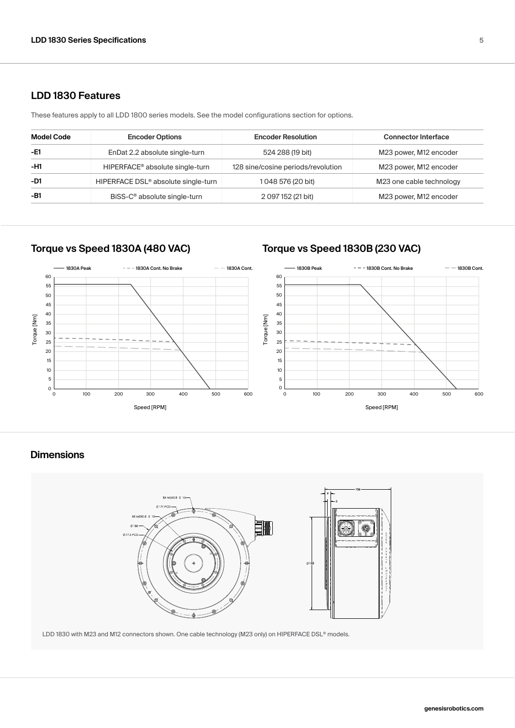## LDD 1830 Features

These features apply to all LDD 1800 series models. See the model configurations section for options.

| Model Code | Encoder Options | Encoder Resolution | Connector Interface |
|---|---|---|---|
| -E1 | EnDat 2.2 absolute single-turn | 524 288 (19 bit) | M23 power, M12 encoder |
| -H1 | HIPERFACE® absolute single-turn | 128 sine/cosine periods/revolution | M23 power, M12 encoder |
| -D1 | HIPERFACE DSL® absolute single-turn | 1 048 576 (20 bit) | M23 one cable technology |
| -B1 | BiSS-C® absolute single-turn | 2 097 152 (21 bit) | M23 power, M12 encoder |

## Torque vs Speed 1830A (480 VAC)

## Torque vs Speed 1830B (230 VAC)

## Dimensions

LDD 1830 with M23 and M12 connectors shown. One cable technology (M23 only) on HIPERFACE DSL® models.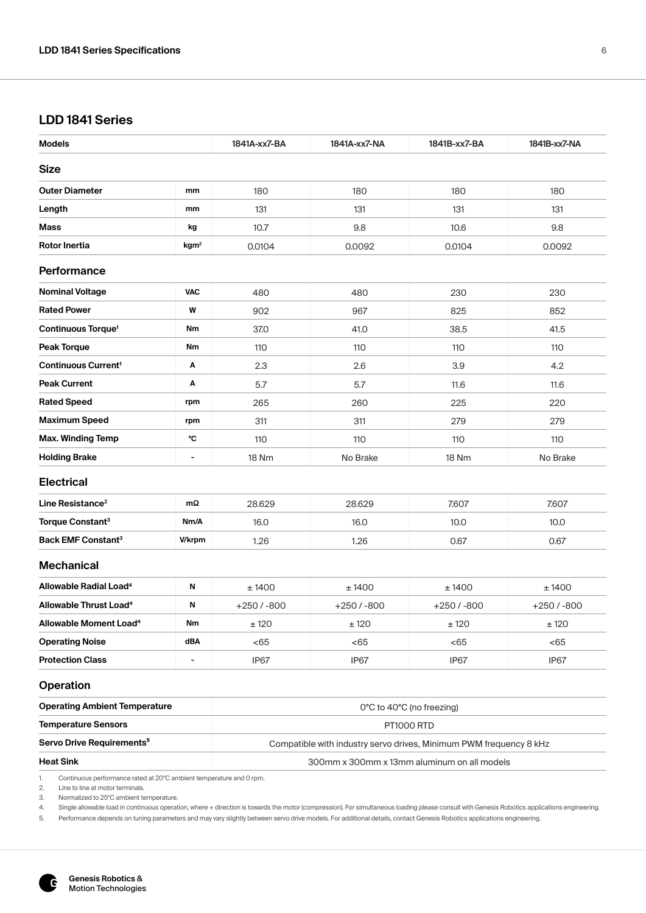## LDD 1841 Series

| Models | | 1841A-xx7-BA | 1841A-xx7-NA | 1841B-xx7-BA | 1841B-xx7-NA |
|---|---|---|---|---|---|
| **Size** | | | | | |
| Outer Diameter | mm | 180 | 180 | 180 | 180 |
| Length | mm | 131 | 131 | 131 | 131 |
| Mass | kg | 10.7 | 9.8 | 10.6 | 9.8 |
| Rotor Inertia | kgm² | 0.0104 | 0.0092 | 0.0104 | 0.0092 |
| **Performance** | | | | | |
| Nominal Voltage | VAC | 480 | 480 | 230 | 230 |
| Rated Power | W | 902 | 967 | 825 | 852 |
| Continuous Torque[1] | Nm | 37.0 | 41.0 | 38.5 | 41.5 |
| Peak Torque | Nm | 110 | 110 | 110 | 110 |
| Continuous Current[1] | A | 2.3 | 2.6 | 3.9 | 4.2 |
| Peak Current | A | 5.7 | 5.7 | 11.6 | 11.6 |
| Rated Speed | rpm | 265 | 260 | 225 | 220 |
| Maximum Speed | rpm | 311 | 311 | 279 | 279 |
| Max. Winding Temp | °C | 110 | 110 | 110 | 110 |
| Holding Brake | - | 18 Nm | No Brake | 18 Nm | No Brake |
| **Electrical** | | | | | |
| Line Resistance[2] | mΩ | 28.629 | 28.629 | 7.607 | 7.607 |
| Torque Constant[3] | Nm/A | 16.0 | 16.0 | 10.0 | 10.0 |
| Back EMF Constant[3] | V/krpm | 1.26 | 1.26 | 0.67 | 0.67 |
| **Mechanical** | | | | | |
| Allowable Radial Load[4] | N | ± 1400 | ± 1400 | ± 1400 | ± 1400 |
| Allowable Thrust Load[4] | N | +250 / -800 | +250 / -800 | +250 / -800 | +250 / -800 |
| Allowable Moment Load[4] | Nm | ± 120 | ± 120 | ± 120 | ± 120 |
| Operating Noise | dBA | <65 | <65 | <65 | <65 |
| Protection Class | - | IP67 | IP67 | IP67 | IP67 |

### Operation

| | |
|---|---|
| Operating Ambient Temperature | 0°C to 40°C (no freezing) |
| Temperature Sensors | PT1000 RTD |
| Servo Drive Requirements[5] | Compatible with industry servo drives, Minimum PWM frequency 8 kHz |
| Heat Sink | 300mm x 300mm x 13mm aluminum on all models |

1. Continuous performance rated at 20°C ambient temperature and 0 rpm.
2. Line to line at motor terminals.
3. Normalized to 25°C ambient temperature.
4. Single allowable load in continuous operation, where + direction is towards the motor (compression). For simultaneous loading please consult with Genesis Robotics applications engineering.
5. Performance depends on tuning parameters and may vary slightly between servo drive models. For additional details, contact Genesis Robotics applications engineering.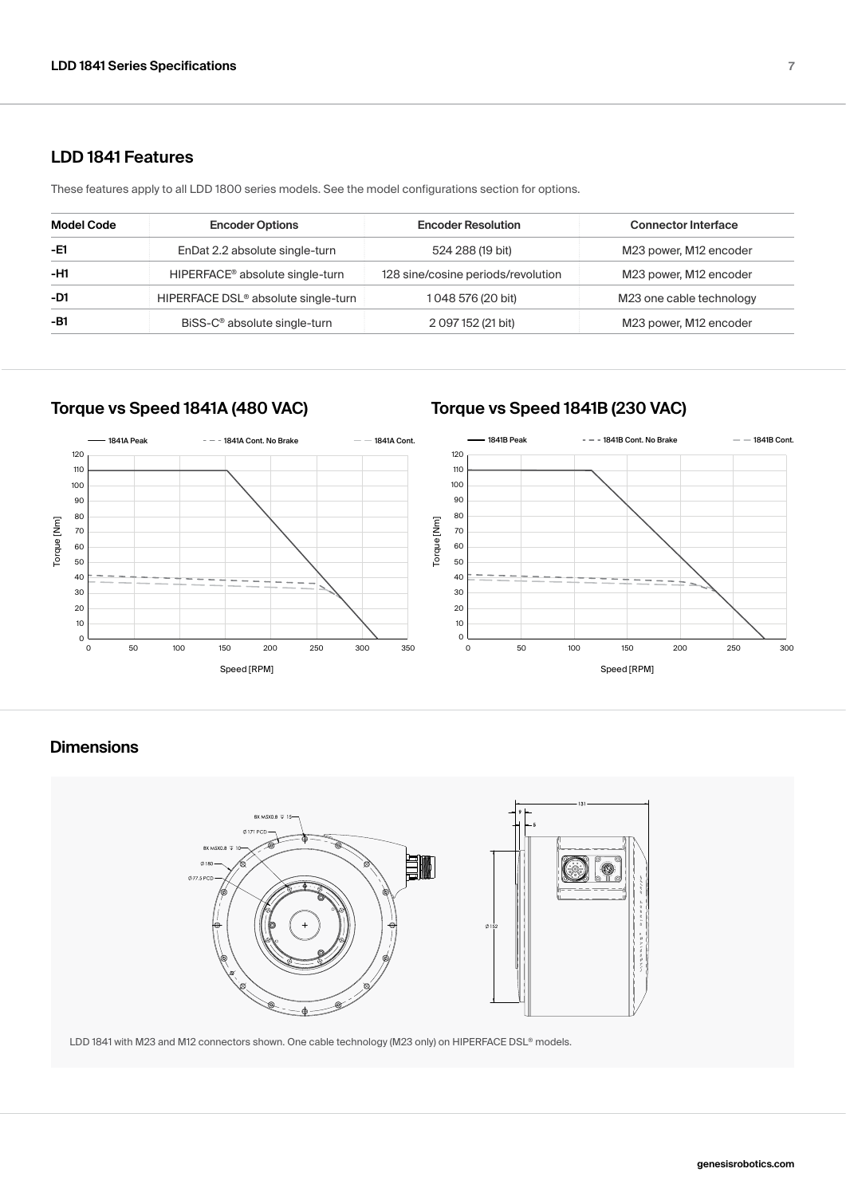## LDD 1841 Features

These features apply to all LDD 1800 series models. See the model configurations section for options.

| Model Code | Encoder Options | Encoder Resolution | Connector Interface |
|---|---|---|---|
| -E1 | EnDat 2.2 absolute single-turn | 524 288 (19 bit) | M23 power, M12 encoder |
| -H1 | HIPERFACE® absolute single-turn | 128 sine/cosine periods/revolution | M23 power, M12 encoder |
| -D1 | HIPERFACE DSL® absolute single-turn | 1 048 576 (20 bit) | M23 one cable technology |
| -B1 | BiSS-C® absolute single-turn | 2 097 152 (21 bit) | M23 power, M12 encoder |

## Torque vs Speed 1841A (480 VAC)

## Torque vs Speed 1841B (230 VAC)

## Dimensions

LDD 1841 with M23 and M12 connectors shown. One cable technology (M23 only) on HIPERFACE DSL® models.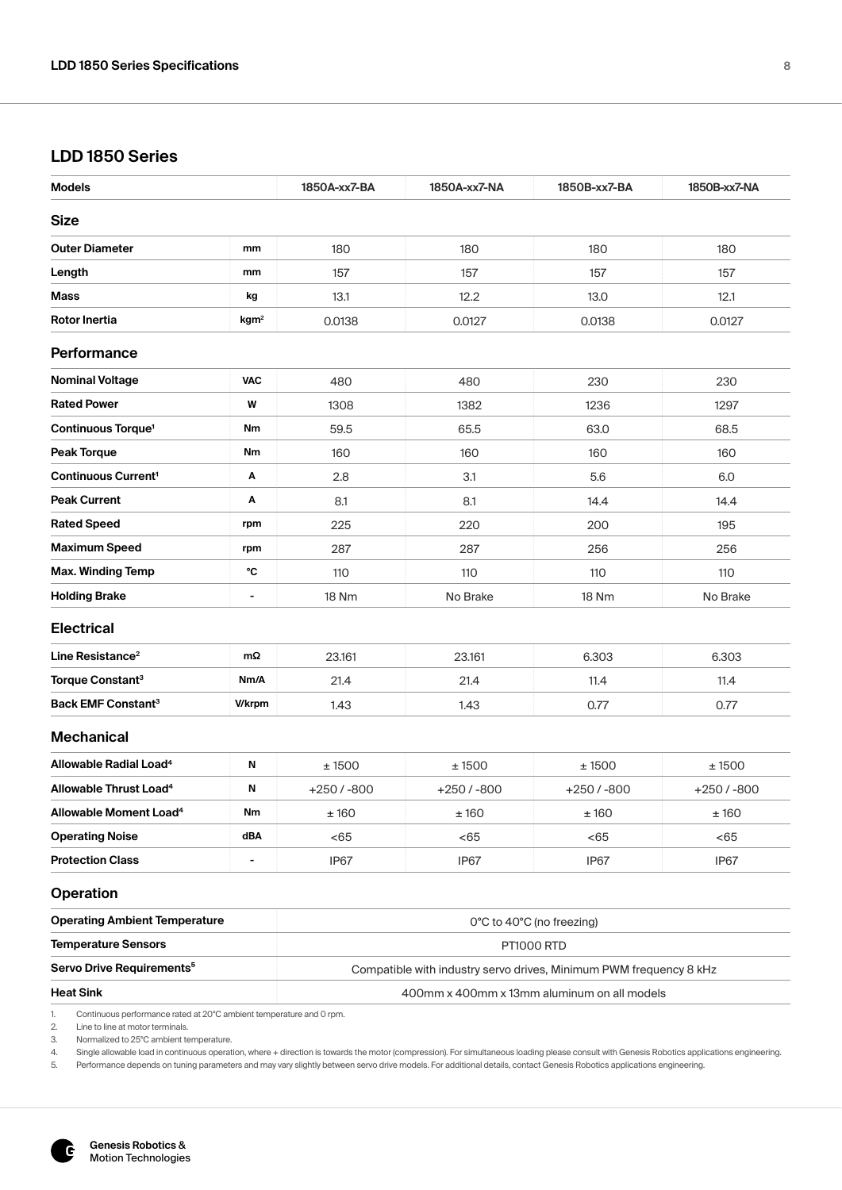## LDD 1850 Series

| Models | | 1850A-xx7-BA | 1850A-xx7-NA | 1850B-xx7-BA | 1850B-xx7-NA |
|---|---|---|---|---|---|
| **Size** | | | | | |
| **Outer Diameter** | mm | 180 | 180 | 180 | 180 |
| **Length** | mm | 157 | 157 | 157 | 157 |
| **Mass** | kg | 13.1 | 12.2 | 13.0 | 12.1 |
| **Rotor Inertia** | $kgm^2$ | 0.0138 | 0.0127 | 0.0138 | 0.0127 |
| **Performance** | | | | | |
| **Nominal Voltage** | VAC | 480 | 480 | 230 | 230 |
| **Rated Power** | W | 1308 | 1382 | 1236 | 1297 |
| **Continuous Torque**[1] | Nm | 59.5 | 65.5 | 63.0 | 68.5 |
| **Peak Torque** | Nm | 160 | 160 | 160 | 160 |
| **Continuous Current**[1] | A | 2.8 | 3.1 | 5.6 | 6.0 |
| **Peak Current** | A | 8.1 | 8.1 | 14.4 | 14.4 |
| **Rated Speed** | rpm | 225 | 220 | 200 | 195 |
| **Maximum Speed** | rpm | 287 | 287 | 256 | 256 |
| **Max. Winding Temp** | °C | 110 | 110 | 110 | 110 |
| **Holding Brake** | - | 18 Nm | No Brake | 18 Nm | No Brake |
| **Electrical** | | | | | |
| **Line Resistance**[2] | mΩ | 23.161 | 23.161 | 6.303 | 6.303 |
| **Torque Constant**[3] | Nm/A | 21.4 | 21.4 | 11.4 | 11.4 |
| **Back EMF Constant**[3] | V/krpm | 1.43 | 1.43 | 0.77 | 0.77 |
| **Mechanical** | | | | | |
| **Allowable Radial Load**[4] | N | ± 1500 | ± 1500 | ± 1500 | ± 1500 |
| **Allowable Thrust Load**[4] | N | +250 / -800 | +250 / -800 | +250 / -800 | +250 / -800 |
| **Allowable Moment Load**[4] | Nm | ± 160 | ± 160 | ± 160 | ± 160 |
| **Operating Noise** | dBA | <65 | <65 | <65 | <65 |
| **Protection Class** | - | IP67 | IP67 | IP67 | IP67 |

### Operation

| | |
|---|---|
| **Operating Ambient Temperature** | 0°C to 40°C (no freezing) |
| **Temperature Sensors** | PT1000 RTD |
| **Servo Drive Requirements**[5] | Compatible with industry servo drives, Minimum PWM frequency 8 kHz |
| **Heat Sink** | 400mm x 400mm x 13mm aluminum on all models |

1. Continuous performance rated at 20°C ambient temperature and 0 rpm.
2. Line to line at motor terminals.
3. Normalized to 25°C ambient temperature.
4. Single allowable load in continuous operation, where + direction is towards the motor (compression). For simultaneous loading please consult with Genesis Robotics applications engineering.
5. Performance depends on tuning parameters and may vary slightly between servo drive models. For additional details, contact Genesis Robotics applications engineering.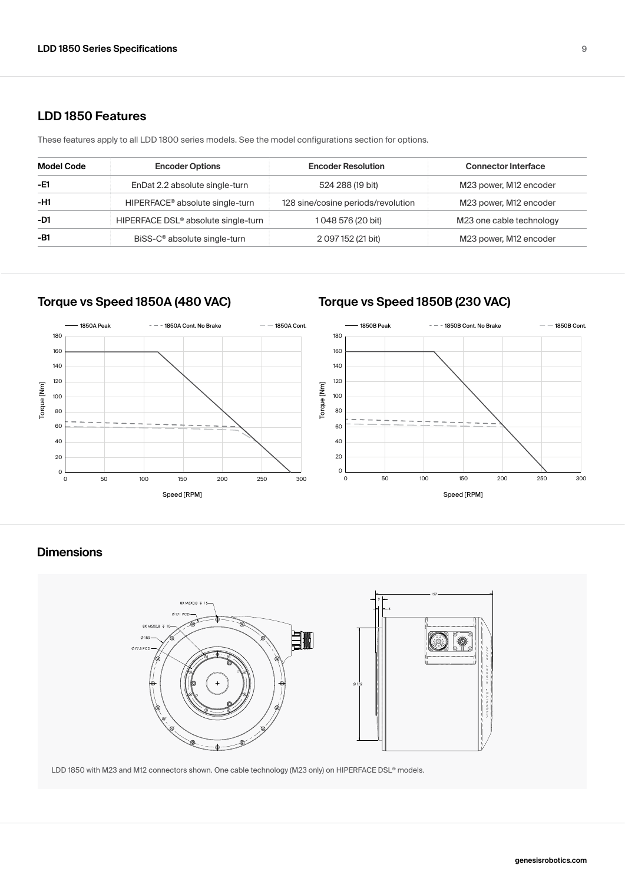## LDD 1850 Features

These features apply to all LDD 1800 series models. See the model configurations section for options.

| Model Code | Encoder Options | Encoder Resolution | Connector Interface |
|---|---|---|---|
| -E1 | EnDat 2.2 absolute single-turn | 524 288 (19 bit) | M23 power, M12 encoder |
| -H1 | HIPERFACE® absolute single-turn | 128 sine/cosine periods/revolution | M23 power, M12 encoder |
| -D1 | HIPERFACE DSL® absolute single-turn | 1 048 576 (20 bit) | M23 one cable technology |
| -B1 | BiSS-C® absolute single-turn | 2 097 152 (21 bit) | M23 power, M12 encoder |

### Torque vs Speed 1850A (480 VAC)

### Torque vs Speed 1850B (230 VAC)

## Dimensions

LDD 1850 with M23 and M12 connectors shown. One cable technology (M23 only) on HIPERFACE DSL® models.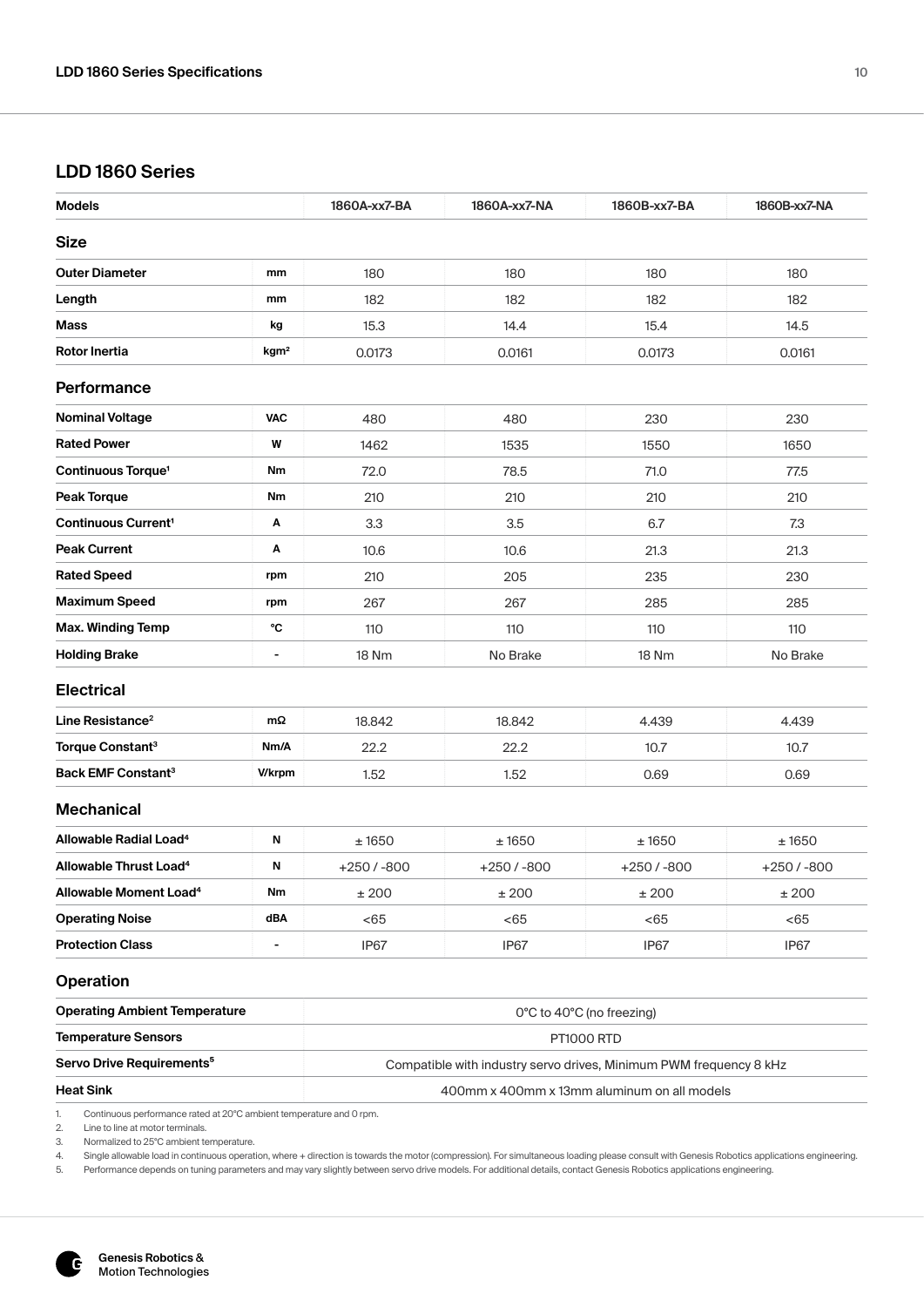## LDD 1860 Series

| Models | | 1860A-xx7-BA | 1860A-xx7-NA | 1860B-xx7-BA | 1860B-xx7-NA |
|---|---|---|---|---|---|
| **Size** | | | | | |
| **Outer Diameter** | mm | 180 | 180 | 180 | 180 |
| **Length** | mm | 182 | 182 | 182 | 182 |
| **Mass** | kg | 15.3 | 14.4 | 15.4 | 14.5 |
| **Rotor Inertia** | $kgm^2$ | 0.0173 | 0.0161 | 0.0173 | 0.0161 |
| **Performance** | | | | | |
| **Nominal Voltage** | VAC | 480 | 480 | 230 | 230 |
| **Rated Power** | W | 1462 | 1535 | 1550 | 1650 |
| **Continuous Torque[1]** | Nm | 72.0 | 78.5 | 71.0 | 77.5 |
| **Peak Torque** | Nm | 210 | 210 | 210 | 210 |
| **Continuous Current[1]** | A | 3.3 | 3.5 | 6.7 | 7.3 |
| **Peak Current** | A | 10.6 | 10.6 | 21.3 | 21.3 |
| **Rated Speed** | rpm | 210 | 205 | 235 | 230 |
| **Maximum Speed** | rpm | 267 | 267 | 285 | 285 |
| **Max. Winding Temp** | °C | 110 | 110 | 110 | 110 |
| **Holding Brake** | - | 18 Nm | No Brake | 18 Nm | No Brake |
| **Electrical** | | | | | |
| **Line Resistance[2]** | mΩ | 18.842 | 18.842 | 4.439 | 4.439 |
| **Torque Constant[3]** | Nm/A | 22.2 | 22.2 | 10.7 | 10.7 |
| **Back EMF Constant[3]** | V/krpm | 1.52 | 1.52 | 0.69 | 0.69 |
| **Mechanical** | | | | | |
| **Allowable Radial Load[4]** | N | ± 1650 | ± 1650 | ± 1650 | ± 1650 |
| **Allowable Thrust Load[4]** | N | +250 / -800 | +250 / -800 | +250 / -800 | +250 / -800 |
| **Allowable Moment Load[4]** | Nm | ± 200 | ± 200 | ± 200 | ± 200 |
| **Operating Noise** | dBA | <65 | <65 | <65 | <65 |
| **Protection Class** | - | IP67 | IP67 | IP67 | IP67 |

### Operation

| | |
|---|---|
| **Operating Ambient Temperature** | 0°C to 40°C (no freezing) |
| **Temperature Sensors** | PT1000 RTD |
| **Servo Drive Requirements[5]** | Compatible with industry servo drives, Minimum PWM frequency 8 kHz |
| **Heat Sink** | 400mm x 400mm x 13mm aluminum on all models |

1. Continuous performance rated at 20°C ambient temperature and 0 rpm.
2. Line to line at motor terminals.
3. Normalized to 25°C ambient temperature.
4. Single allowable load in continuous operation, where + direction is towards the motor (compression). For simultaneous loading please consult with Genesis Robotics applications engineering.
5. Performance depends on tuning parameters and may vary slightly between servo drive models. For additional details, contact Genesis Robotics applications engineering.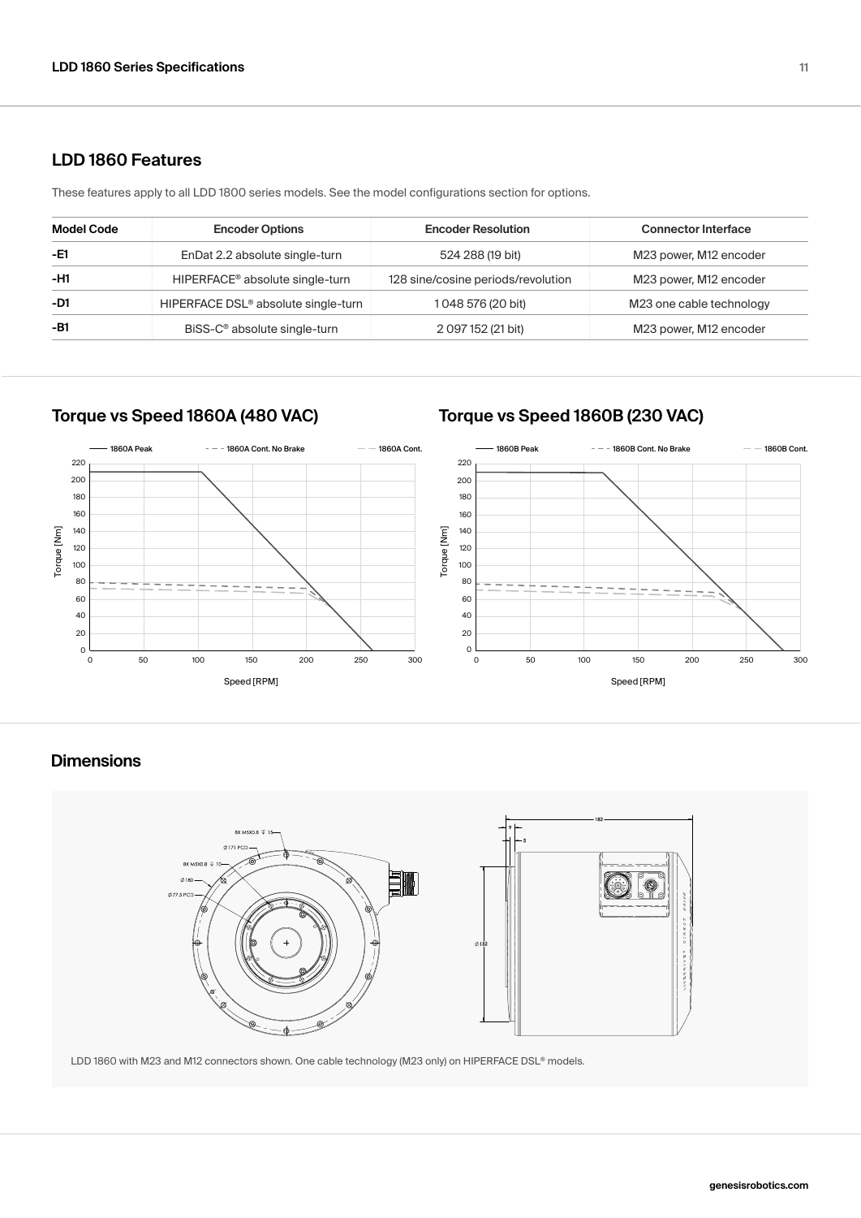## LDD 1860 Features

These features apply to all LDD 1800 series models. See the model configurations section for options.

| Model Code | Encoder Options | Encoder Resolution | Connector Interface |
| --- | --- | --- | --- |
| -E1 | EnDat 2.2 absolute single-turn | 524 288 (19 bit) | M23 power, M12 encoder |
| -H1 | HIPERFACE® absolute single-turn | 128 sine/cosine periods/revolution | M23 power, M12 encoder |
| -D1 | HIPERFACE DSL® absolute single-turn | 1 048 576 (20 bit) | M23 one cable technology |
| -B1 | BiSS-C® absolute single-turn | 2 097 152 (21 bit) | M23 power, M12 encoder |

## Torque vs Speed 1860A (480 VAC)

## Torque vs Speed 1860B (230 VAC)

## Dimensions

LDD 1860 with M23 and M12 connectors shown. One cable technology (M23 only) on HIPERFACE DSL® models.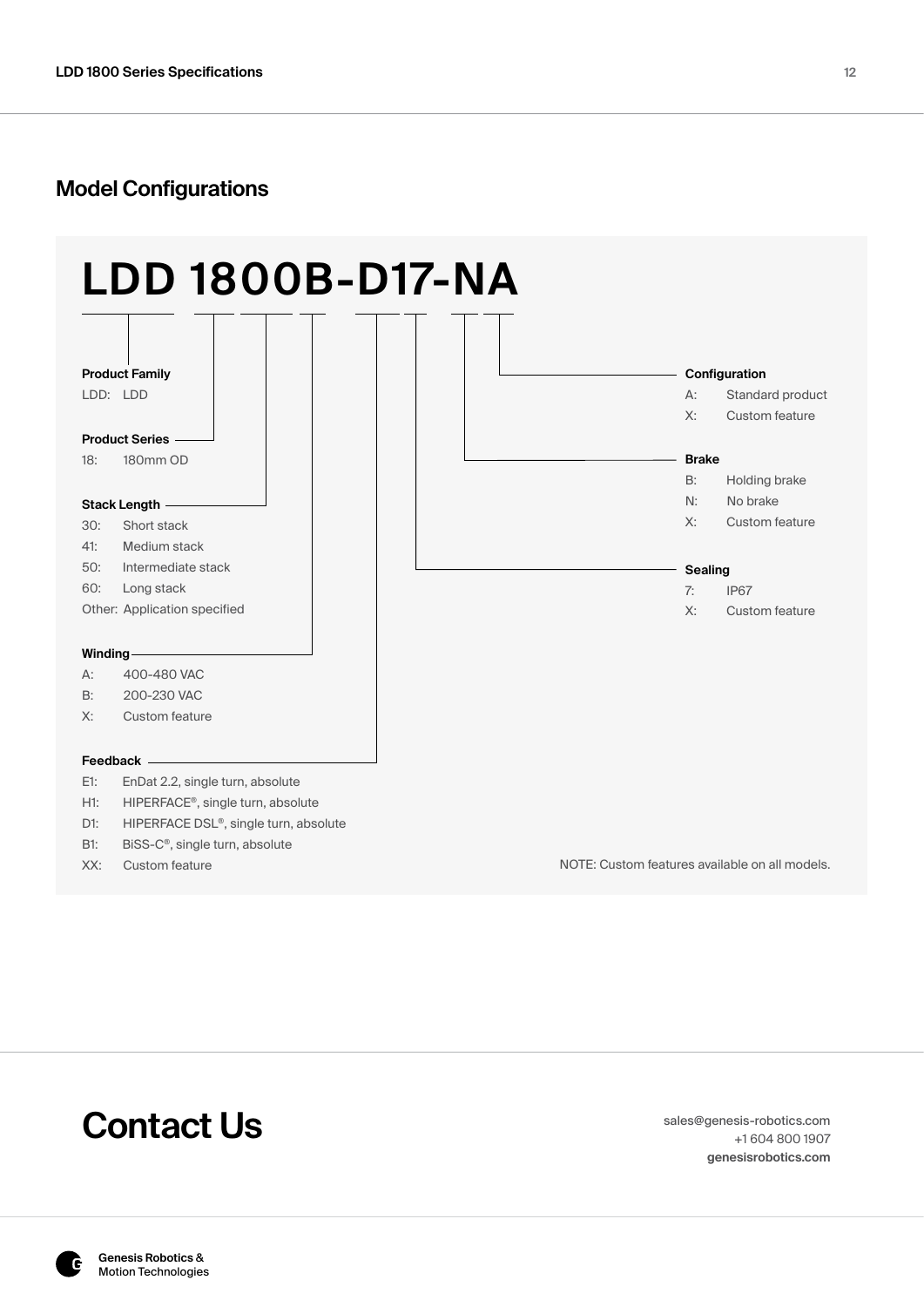## Model Configurations

# LDD 1800B-D17-NA

**Product Family**

LDD: LDD

**Product Series**

18: 180mm OD

**Stack Length**

30: Short stack
41: Medium stack
50: Intermediate stack
60: Long stack
Other: Application specified

**Winding**

A: 400-480 VAC
B: 200-230 VAC
X: Custom feature

**Feedback**

E1: EnDat 2.2, single turn, absolute
H1: HIPERFACE®, single turn, absolute
D1: HIPERFACE DSL®, single turn, absolute
B1: BiSS-C®, single turn, absolute
XX: Custom feature

**Configuration**

A: Standard product
X: Custom feature

**Brake**

B: Holding brake
N: No brake
X: Custom feature

**Sealing**

7: IP67
X: Custom feature

NOTE: Custom features available on all models.

# Contact Us

sales@genesis-robotics.com
+1 604 800 1907
**genesisrobotics.com**

**Genesis Robotics & Motion Technologies**